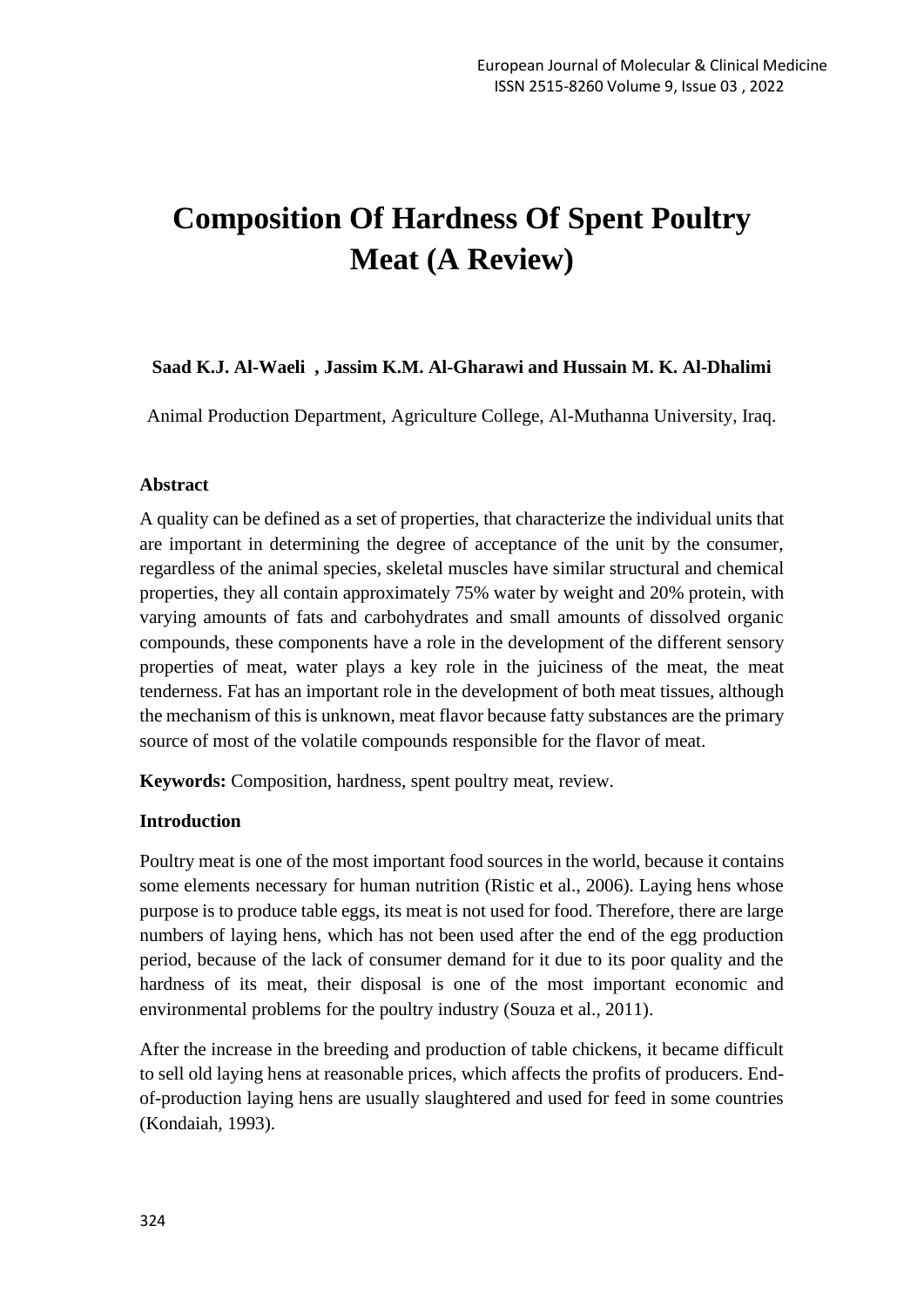# Composition Of Hardness Of Spent Poultry Meat (A Review)

**Saad K.J. Al-Waeli , Jassim K.M. Al-Gharawi and Hussain M. K. Al-Dhalimi**

Animal Production Department, Agriculture College, Al-Muthanna University, Iraq.

**Abstract**

A quality can be defined as a set of properties, that characterize the individual units that are important in determining the degree of acceptance of the unit by the consumer, regardless of the animal species, skeletal muscles have similar structural and chemical properties, they all contain approximately 75% water by weight and 20% protein, with varying amounts of fats and carbohydrates and small amounts of dissolved organic compounds, these components have a role in the development of the different sensory properties of meat, water plays a key role in the juiciness of the meat, the meat tenderness. Fat has an important role in the development of both meat tissues, although the mechanism of this is unknown, meat flavor because fatty substances are the primary source of most of the volatile compounds responsible for the flavor of meat.

**Keywords:** Composition, hardness, spent poultry meat, review.

**Introduction**

Poultry meat is one of the most important food sources in the world, because it contains some elements necessary for human nutrition (Ristic et al., 2006). Laying hens whose purpose is to produce table eggs, its meat is not used for food. Therefore, there are large numbers of laying hens, which has not been used after the end of the egg production period, because of the lack of consumer demand for it due to its poor quality and the hardness of its meat, their disposal is one of the most important economic and environmental problems for the poultry industry (Souza et al., 2011).

After the increase in the breeding and production of table chickens, it became difficult to sell old laying hens at reasonable prices, which affects the profits of producers. End-of-production laying hens are usually slaughtered and used for feed in some countries (Kondaiah, 1993).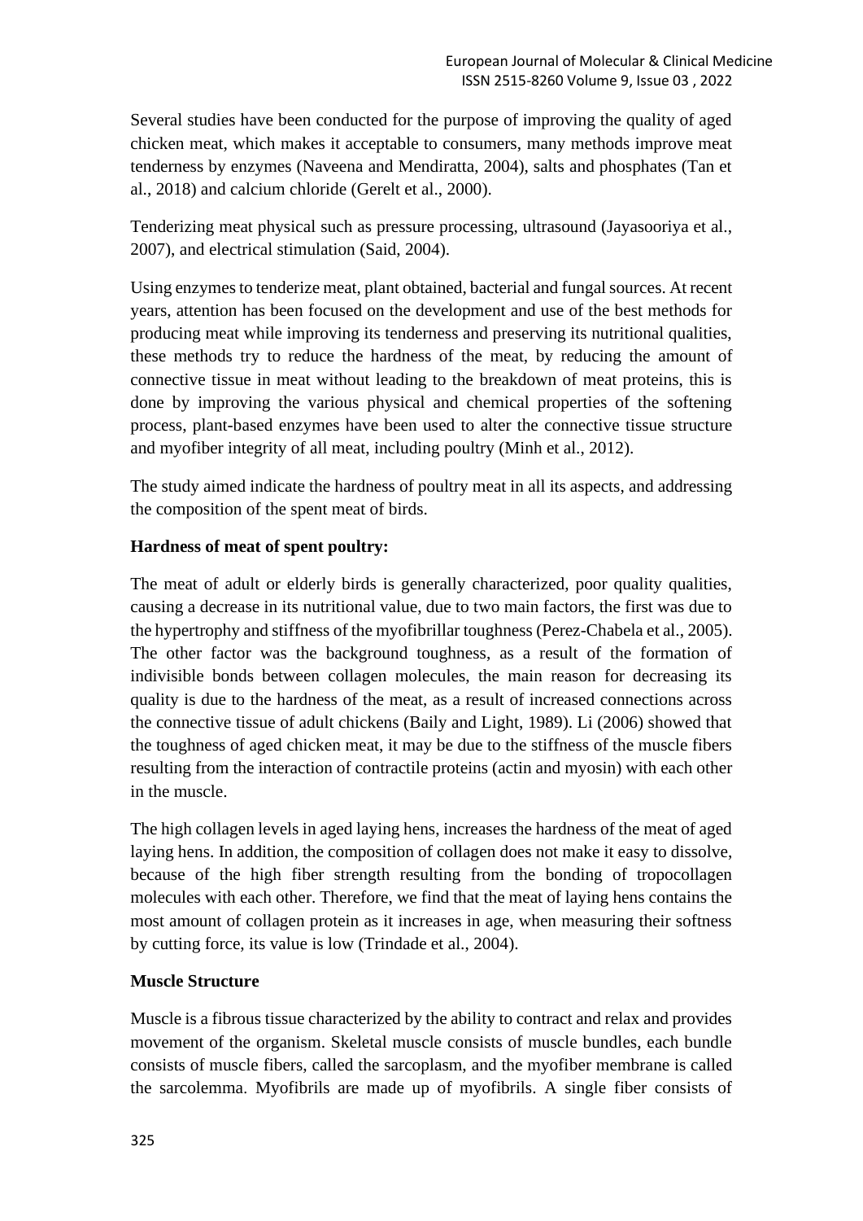Several studies have been conducted for the purpose of improving the quality of aged chicken meat, which makes it acceptable to consumers, many methods improve meat tenderness by enzymes (Naveena and Mendiratta, 2004), salts and phosphates (Tan et al., 2018) and calcium chloride (Gerelt et al., 2000).

Tenderizing meat physical such as pressure processing, ultrasound (Jayasooriya et al., 2007), and electrical stimulation (Said, 2004).

Using enzymes to tenderize meat, plant obtained, bacterial and fungal sources. At recent years, attention has been focused on the development and use of the best methods for producing meat while improving its tenderness and preserving its nutritional qualities, these methods try to reduce the hardness of the meat, by reducing the amount of connective tissue in meat without leading to the breakdown of meat proteins, this is done by improving the various physical and chemical properties of the softening process, plant-based enzymes have been used to alter the connective tissue structure and myofiber integrity of all meat, including poultry (Minh et al., 2012).

The study aimed indicate the hardness of poultry meat in all its aspects, and addressing the composition of the spent meat of birds.

**Hardness of meat of spent poultry:**

The meat of adult or elderly birds is generally characterized, poor quality qualities, causing a decrease in its nutritional value, due to two main factors, the first was due to the hypertrophy and stiffness of the myofibrillar toughness (Perez-Chabela et al., 2005). The other factor was the background toughness, as a result of the formation of indivisible bonds between collagen molecules, the main reason for decreasing its quality is due to the hardness of the meat, as a result of increased connections across the connective tissue of adult chickens (Baily and Light, 1989). Li (2006) showed that the toughness of aged chicken meat, it may be due to the stiffness of the muscle fibers resulting from the interaction of contractile proteins (actin and myosin) with each other in the muscle.

The high collagen levels in aged laying hens, increases the hardness of the meat of aged laying hens. In addition, the composition of collagen does not make it easy to dissolve, because of the high fiber strength resulting from the bonding of tropocollagen molecules with each other. Therefore, we find that the meat of laying hens contains the most amount of collagen protein as it increases in age, when measuring their softness by cutting force, its value is low (Trindade et al., 2004).

**Muscle Structure**

Muscle is a fibrous tissue characterized by the ability to contract and relax and provides movement of the organism. Skeletal muscle consists of muscle bundles, each bundle consists of muscle fibers, called the sarcoplasm, and the myofiber membrane is called the sarcolemma. Myofibrils are made up of myofibrils. A single fiber consists of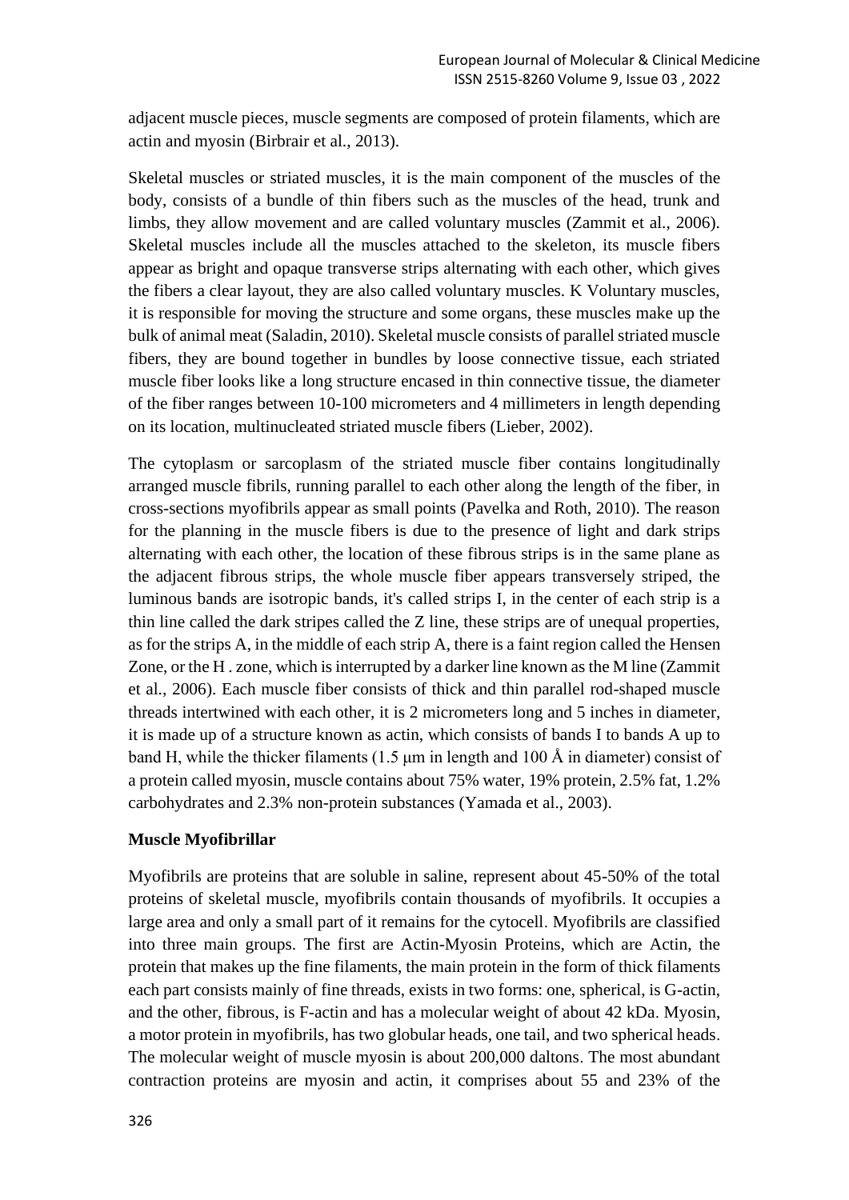adjacent muscle pieces, muscle segments are composed of protein filaments, which are actin and myosin (Birbrair et al., 2013).

Skeletal muscles or striated muscles, it is the main component of the muscles of the body, consists of a bundle of thin fibers such as the muscles of the head, trunk and limbs, they allow movement and are called voluntary muscles (Zammit et al., 2006). Skeletal muscles include all the muscles attached to the skeleton, its muscle fibers appear as bright and opaque transverse strips alternating with each other, which gives the fibers a clear layout, they are also called voluntary muscles. K Voluntary muscles, it is responsible for moving the structure and some organs, these muscles make up the bulk of animal meat (Saladin, 2010). Skeletal muscle consists of parallel striated muscle fibers, they are bound together in bundles by loose connective tissue, each striated muscle fiber looks like a long structure encased in thin connective tissue, the diameter of the fiber ranges between 10-100 micrometers and 4 millimeters in length depending on its location, multinucleated striated muscle fibers (Lieber, 2002).

The cytoplasm or sarcoplasm of the striated muscle fiber contains longitudinally arranged muscle fibrils, running parallel to each other along the length of the fiber, in cross-sections myofibrils appear as small points (Pavelka and Roth, 2010). The reason for the planning in the muscle fibers is due to the presence of light and dark strips alternating with each other, the location of these fibrous strips is in the same plane as the adjacent fibrous strips, the whole muscle fiber appears transversely striped, the luminous bands are isotropic bands, it's called strips I, in the center of each strip is a thin line called the dark stripes called the Z line, these strips are of unequal properties, as for the strips A, in the middle of each strip A, there is a faint region called the Hensen Zone, or the H . zone, which is interrupted by a darker line known as the M line (Zammit et al., 2006). Each muscle fiber consists of thick and thin parallel rod-shaped muscle threads intertwined with each other, it is 2 micrometers long and 5 inches in diameter, it is made up of a structure known as actin, which consists of bands I to bands A up to band H, while the thicker filaments (1.5 μm in length and 100 Å in diameter) consist of a protein called myosin, muscle contains about 75% water, 19% protein, 2.5% fat, 1.2% carbohydrates and 2.3% non-protein substances (Yamada et al., 2003).

**Muscle Myofibrillar**

Myofibrils are proteins that are soluble in saline, represent about 45-50% of the total proteins of skeletal muscle, myofibrils contain thousands of myofibrils. It occupies a large area and only a small part of it remains for the cytocell. Myofibrils are classified into three main groups. The first are Actin-Myosin Proteins, which are Actin, the protein that makes up the fine filaments, the main protein in the form of thick filaments each part consists mainly of fine threads, exists in two forms: one, spherical, is G-actin, and the other, fibrous, is F-actin and has a molecular weight of about 42 kDa. Myosin, a motor protein in myofibrils, has two globular heads, one tail, and two spherical heads. The molecular weight of muscle myosin is about 200,000 daltons. The most abundant contraction proteins are myosin and actin, it comprises about 55 and 23% of the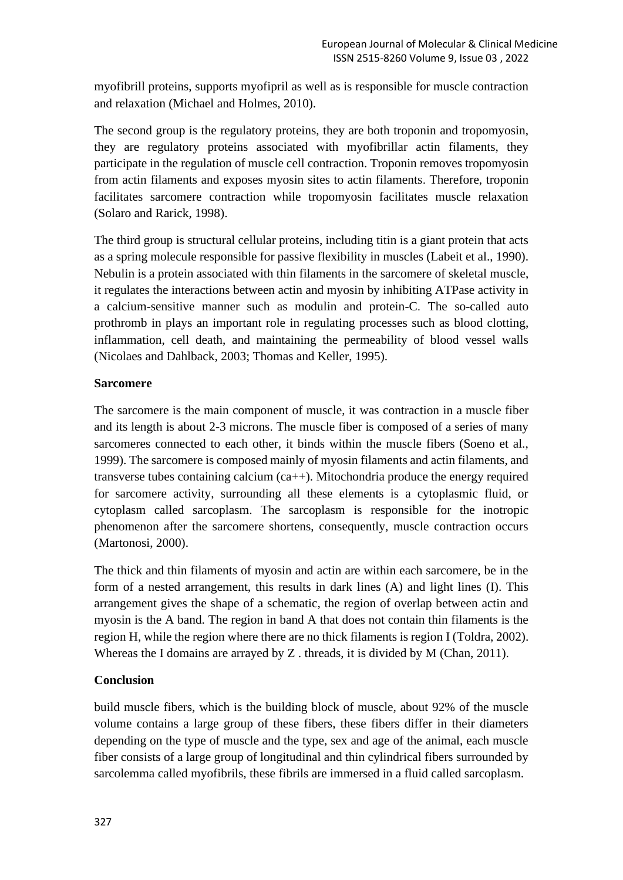myofibrill proteins, supports myofipril as well as is responsible for muscle contraction and relaxation (Michael and Holmes, 2010).

The second group is the regulatory proteins, they are both troponin and tropomyosin, they are regulatory proteins associated with myofibrillar actin filaments, they participate in the regulation of muscle cell contraction. Troponin removes tropomyosin from actin filaments and exposes myosin sites to actin filaments. Therefore, troponin facilitates sarcomere contraction while tropomyosin facilitates muscle relaxation (Solaro and Rarick, 1998).

The third group is structural cellular proteins, including titin is a giant protein that acts as a spring molecule responsible for passive flexibility in muscles (Labeit et al., 1990). Nebulin is a protein associated with thin filaments in the sarcomere of skeletal muscle, it regulates the interactions between actin and myosin by inhibiting ATPase activity in a calcium-sensitive manner such as modulin and protein-C. The so-called auto prothromb in plays an important role in regulating processes such as blood clotting, inflammation, cell death, and maintaining the permeability of blood vessel walls (Nicolaes and Dahlback, 2003; Thomas and Keller, 1995).

**Sarcomere**

The sarcomere is the main component of muscle, it was contraction in a muscle fiber and its length is about 2-3 microns. The muscle fiber is composed of a series of many sarcomeres connected to each other, it binds within the muscle fibers (Soeno et al., 1999). The sarcomere is composed mainly of myosin filaments and actin filaments, and transverse tubes containing calcium (ca++). Mitochondria produce the energy required for sarcomere activity, surrounding all these elements is a cytoplasmic fluid, or cytoplasm called sarcoplasm. The sarcoplasm is responsible for the inotropic phenomenon after the sarcomere shortens, consequently, muscle contraction occurs (Martonosi, 2000).

The thick and thin filaments of myosin and actin are within each sarcomere, be in the form of a nested arrangement, this results in dark lines (A) and light lines (I). This arrangement gives the shape of a schematic, the region of overlap between actin and myosin is the A band. The region in band A that does not contain thin filaments is the region H, while the region where there are no thick filaments is region I (Toldra, 2002). Whereas the I domains are arrayed by Z . threads, it is divided by M (Chan, 2011).

**Conclusion**

build muscle fibers, which is the building block of muscle, about 92% of the muscle volume contains a large group of these fibers, these fibers differ in their diameters depending on the type of muscle and the type, sex and age of the animal, each muscle fiber consists of a large group of longitudinal and thin cylindrical fibers surrounded by sarcolemma called myofibrils, these fibrils are immersed in a fluid called sarcoplasm.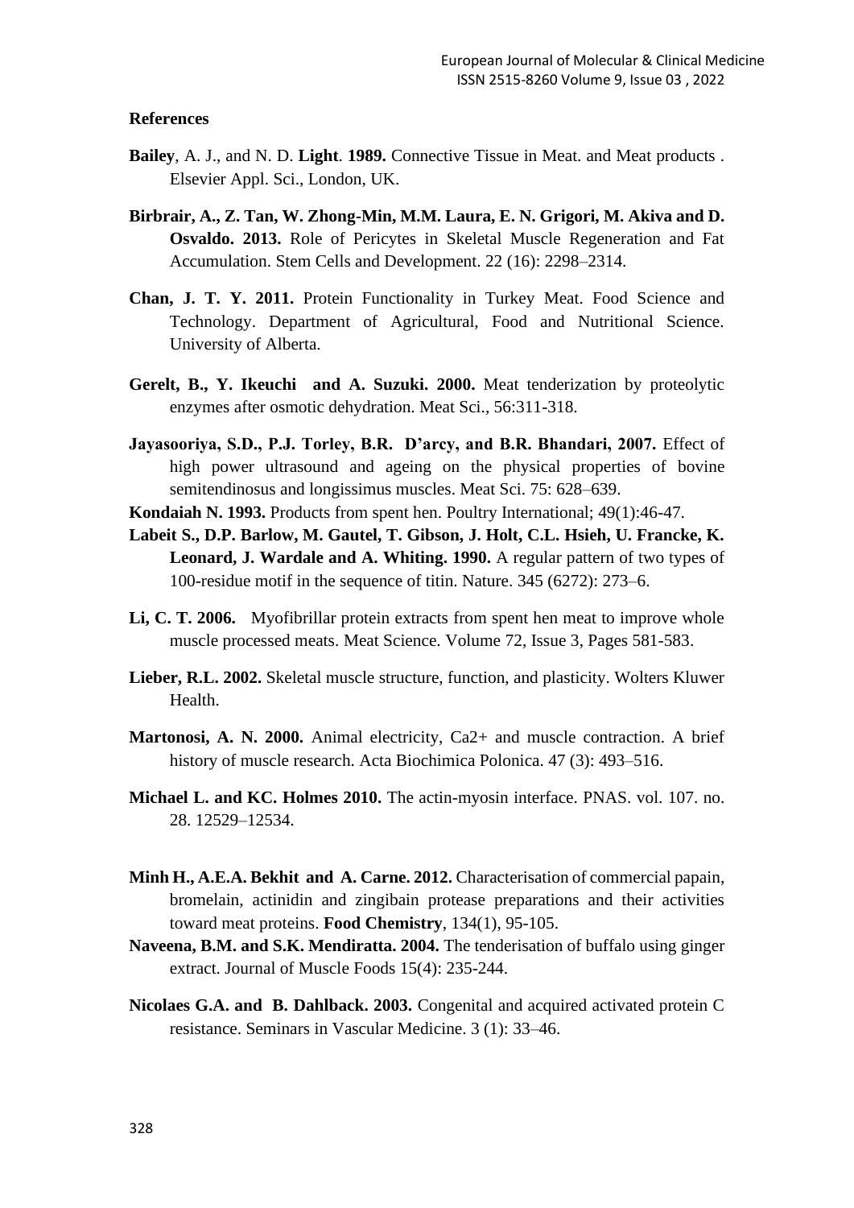**References**

**Bailey**, A. J., and N. D. **Light**. **1989.** Connective Tissue in Meat. and Meat products . Elsevier Appl. Sci., London, UK.

**Birbrair, A., Z. Tan, W. Zhong-Min, M.M. Laura, E. N. Grigori, M. Akiva and D. Osvaldo. 2013.** Role of Pericytes in Skeletal Muscle Regeneration and Fat Accumulation. Stem Cells and Development. 22 (16): 2298–2314.

**Chan, J. T. Y. 2011.** Protein Functionality in Turkey Meat. Food Science and Technology. Department of Agricultural, Food and Nutritional Science. University of Alberta.

**Gerelt, B., Y. Ikeuchi and A. Suzuki. 2000.** Meat tenderization by proteolytic enzymes after osmotic dehydration. Meat Sci., 56:311-318.

**Jayasooriya, S.D., P.J. Torley, B.R. D'arcy, and B.R. Bhandari, 2007.** Effect of high power ultrasound and ageing on the physical properties of bovine semitendinosus and longissimus muscles. Meat Sci. 75: 628–639.

**Kondaiah N. 1993.** Products from spent hen. Poultry International; 49(1):46-47.

**Labeit S., D.P. Barlow, M. Gautel, T. Gibson, J. Holt, C.L. Hsieh, U. Francke, K. Leonard, J. Wardale and A. Whiting. 1990.** A regular pattern of two types of 100-residue motif in the sequence of titin. Nature. 345 (6272): 273–6.

**Li, C. T. 2006.** Myofibrillar protein extracts from spent hen meat to improve whole muscle processed meats. Meat Science. Volume 72, Issue 3, Pages 581-583.

**Lieber, R.L. 2002.** Skeletal muscle structure, function, and plasticity. Wolters Kluwer Health.

**Martonosi, A. N. 2000.** Animal electricity, Ca2+ and muscle contraction. A brief history of muscle research. Acta Biochimica Polonica. 47 (3): 493–516.

**Michael L. and KC. Holmes 2010.** The actin-myosin interface. PNAS. vol. 107. no. 28. 12529–12534.

**Minh H., A.E.A. Bekhit and A. Carne. 2012.** Characterisation of commercial papain, bromelain, actinidin and zingibain protease preparations and their activities toward meat proteins. **Food Chemistry**, 134(1), 95-105.

**Naveena, B.M. and S.K. Mendiratta. 2004.** The tenderisation of buffalo using ginger extract. Journal of Muscle Foods 15(4): 235-244.

**Nicolaes G.A. and B. Dahlback. 2003.** Congenital and acquired activated protein C resistance. Seminars in Vascular Medicine. 3 (1): 33–46.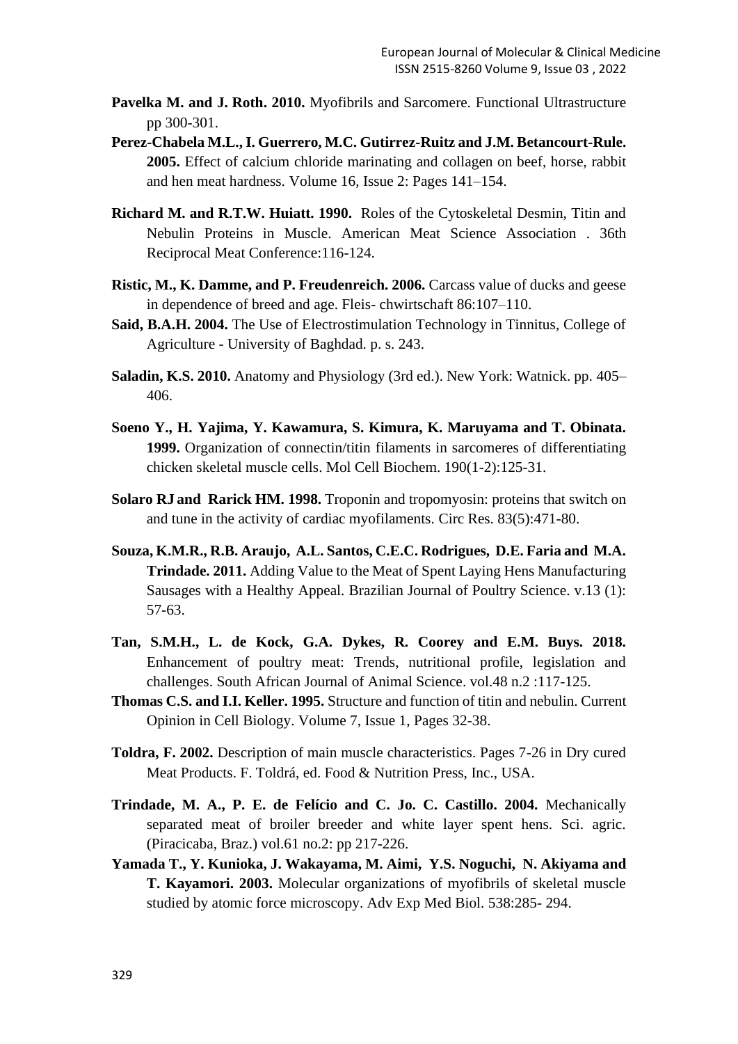**Pavelka M. and J. Roth. 2010.** Myofibrils and Sarcomere. Functional Ultrastructure pp 300-301.

**Perez-Chabela M.L., I. Guerrero, M.C. Gutirrez-Ruitz and J.M. Betancourt-Rule. 2005.** Effect of calcium chloride marinating and collagen on beef, horse, rabbit and hen meat hardness. Volume 16, Issue 2: Pages 141–154.

**Richard M. and R.T.W. Huiatt. 1990.** Roles of the Cytoskeletal Desmin, Titin and Nebulin Proteins in Muscle. American Meat Science Association . 36th Reciprocal Meat Conference:116-124.

**Ristic, M., K. Damme, and P. Freudenreich. 2006.** Carcass value of ducks and geese in dependence of breed and age. Fleis- chwirtschaft 86:107–110.

**Said, B.A.H. 2004.** The Use of Electrostimulation Technology in Tinnitus, College of Agriculture - University of Baghdad. p. s. 243.

**Saladin, K.S. 2010.** Anatomy and Physiology (3rd ed.). New York: Watnick. pp. 405–406.

**Soeno Y., H. Yajima, Y. Kawamura, S. Kimura, K. Maruyama and T. Obinata. 1999.** Organization of connectin/titin filaments in sarcomeres of differentiating chicken skeletal muscle cells. Mol Cell Biochem. 190(1-2):125-31.

**Solaro RJ and Rarick HM. 1998.** Troponin and tropomyosin: proteins that switch on and tune in the activity of cardiac myofilaments. Circ Res. 83(5):471-80.

**Souza, K.M.R., R.B. Araujo, A.L. Santos, C.E.C. Rodrigues, D.E. Faria and M.A. Trindade. 2011.** Adding Value to the Meat of Spent Laying Hens Manufacturing Sausages with a Healthy Appeal. Brazilian Journal of Poultry Science. v.13 (1): 57-63.

**Tan, S.M.H., L. de Kock, G.A. Dykes, R. Coorey and E.M. Buys. 2018.** Enhancement of poultry meat: Trends, nutritional profile, legislation and challenges. South African Journal of Animal Science. vol.48 n.2 :117-125.

**Thomas C.S. and I.I. Keller. 1995.** Structure and function of titin and nebulin. Current Opinion in Cell Biology. Volume 7, Issue 1, Pages 32-38.

**Toldra, F. 2002.** Description of main muscle characteristics. Pages 7-26 in Dry cured Meat Products. F. Toldrá, ed. Food & Nutrition Press, Inc., USA.

**Trindade, M. A., P. E. de Felício and C. Jo. C. Castillo. 2004.** Mechanically separated meat of broiler breeder and white layer spent hens. Sci. agric. (Piracicaba, Braz.) vol.61 no.2: pp 217-226.

**Yamada T., Y. Kunioka, J. Wakayama, M. Aimi, Y.S. Noguchi, N. Akiyama and T. Kayamori. 2003.** Molecular organizations of myofibrils of skeletal muscle studied by atomic force microscopy. Adv Exp Med Biol. 538:285- 294.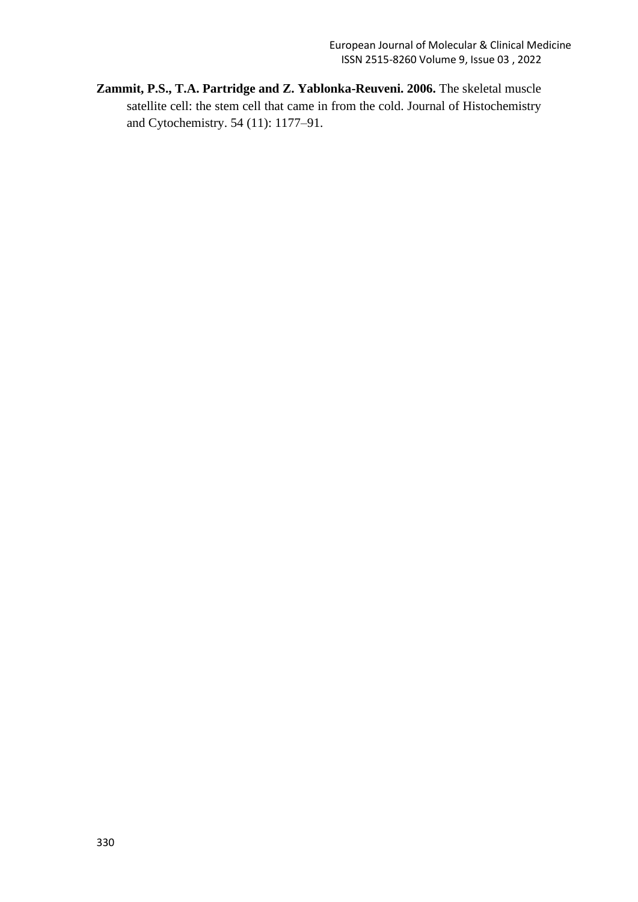**Zammit, P.S., T.A. Partridge and Z. Yablonka-Reuveni. 2006.** The skeletal muscle satellite cell: the stem cell that came in from the cold. Journal of Histochemistry and Cytochemistry. 54 (11): 1177–91.